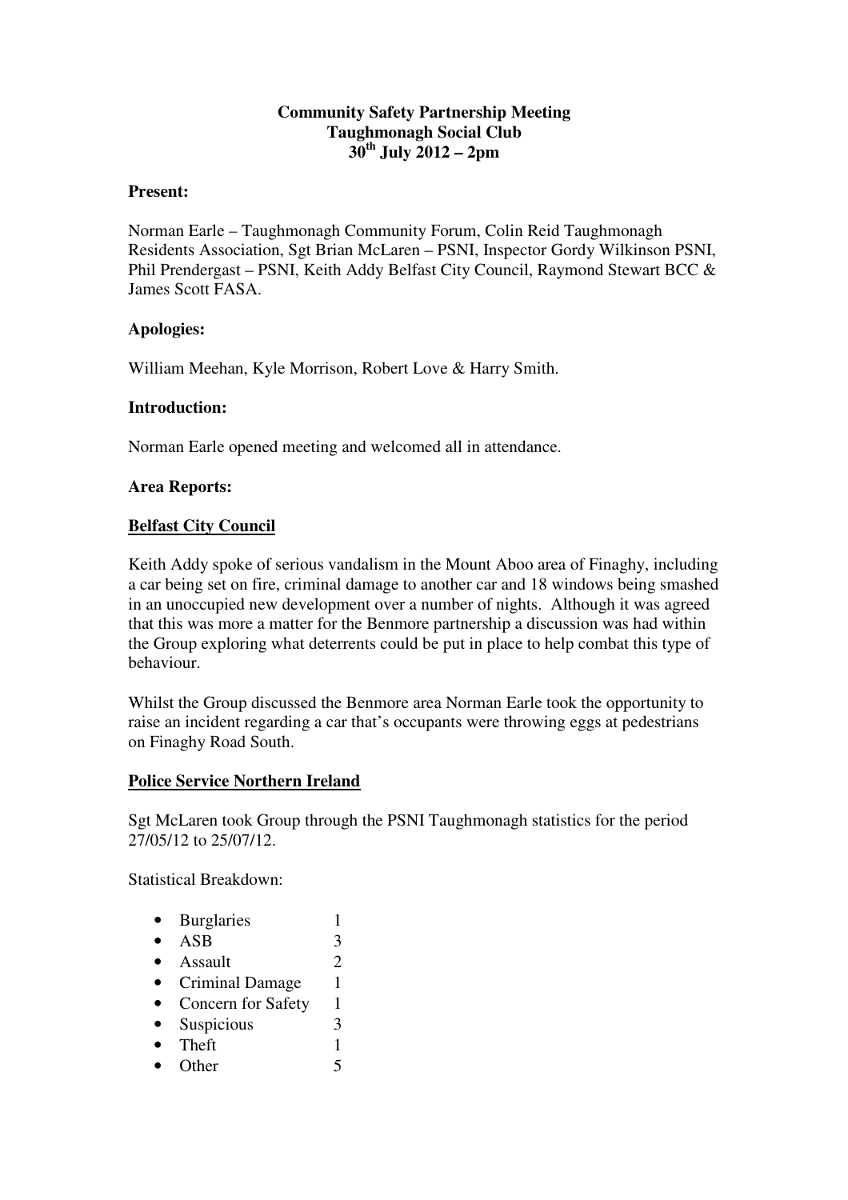**Community Safety Partnership Meeting**
**Taughmonagh Social Club**
**30th July 2012 – 2pm**

**Present:**

Norman Earle – Taughmonagh Community Forum, Colin Reid Taughmonagh Residents Association, Sgt Brian McLaren – PSNI, Inspector Gordy Wilkinson PSNI, Phil Prendergast – PSNI, Keith Addy Belfast City Council, Raymond Stewart BCC & James Scott FASA.

**Apologies:**

William Meehan, Kyle Morrison, Robert Love & Harry Smith.

**Introduction:**

Norman Earle opened meeting and welcomed all in attendance.

**Area Reports:**

**Belfast City Council**

Keith Addy spoke of serious vandalism in the Mount Aboo area of Finaghy, including a car being set on fire, criminal damage to another car and 18 windows being smashed in an unoccupied new development over a number of nights. Although it was agreed that this was more a matter for the Benmore partnership a discussion was had within the Group exploring what deterrents could be put in place to help combat this type of behaviour.

Whilst the Group discussed the Benmore area Norman Earle took the opportunity to raise an incident regarding a car that's occupants were throwing eggs at pedestrians on Finaghy Road South.

**Police Service Northern Ireland**

Sgt McLaren took Group through the PSNI Taughmonagh statistics for the period 27/05/12 to 25/07/12.

Statistical Breakdown:

- Burglaries 1
- ASB 3
- Assault 2
- Criminal Damage 1
- Concern for Safety 1
- Suspicious 3
- Theft 1
- Other 5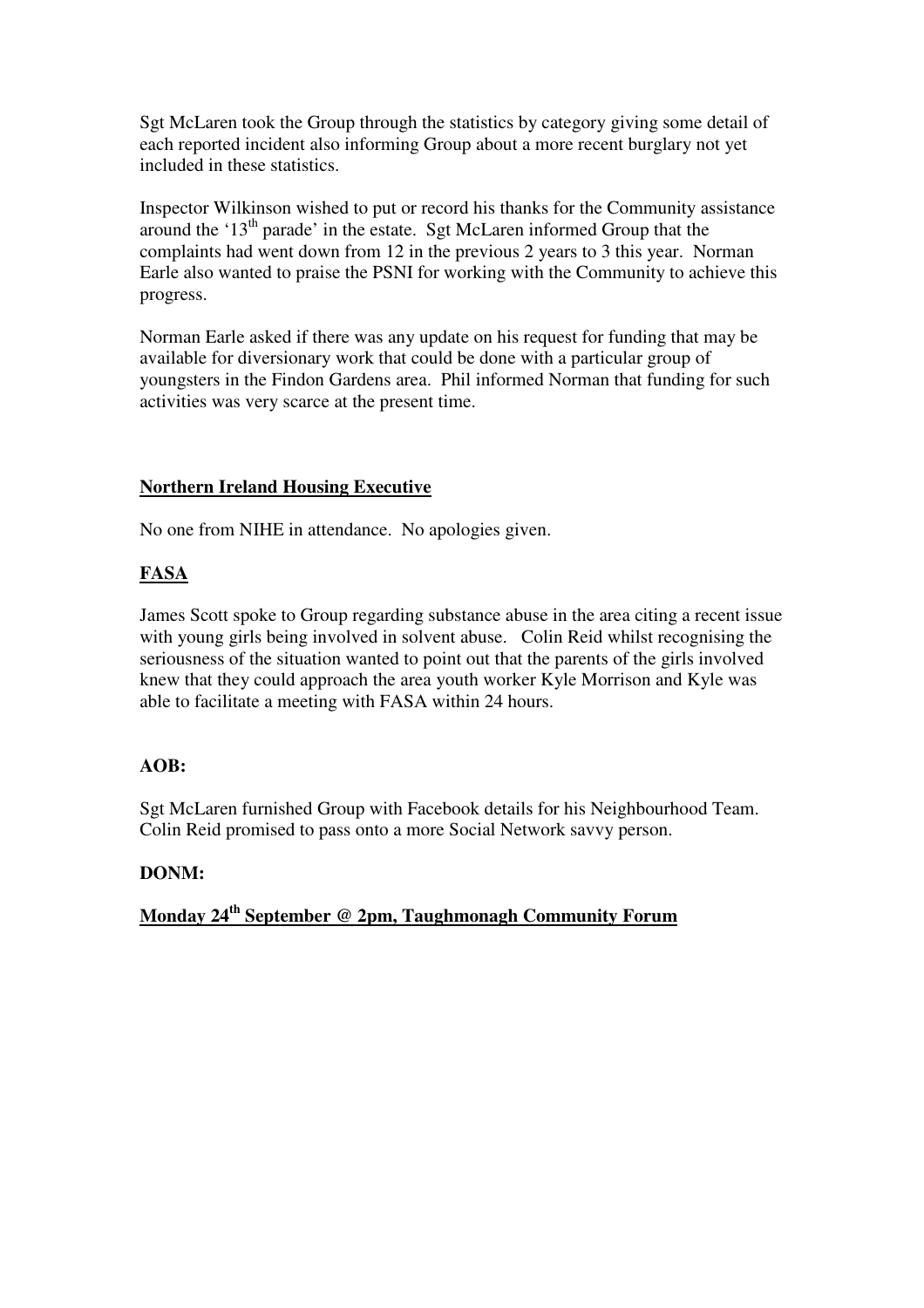Sgt McLaren took the Group through the statistics by category giving some detail of each reported incident also informing Group about a more recent burglary not yet included in these statistics.

Inspector Wilkinson wished to put or record his thanks for the Community assistance around the '13th parade' in the estate. Sgt McLaren informed Group that the complaints had went down from 12 in the previous 2 years to 3 this year. Norman Earle also wanted to praise the PSNI for working with the Community to achieve this progress.

Norman Earle asked if there was any update on his request for funding that may be available for diversionary work that could be done with a particular group of youngsters in the Findon Gardens area. Phil informed Norman that funding for such activities was very scarce at the present time.

## Northern Ireland Housing Executive

No one from NIHE in attendance. No apologies given.

## FASA

James Scott spoke to Group regarding substance abuse in the area citing a recent issue with young girls being involved in solvent abuse. Colin Reid whilst recognising the seriousness of the situation wanted to point out that the parents of the girls involved knew that they could approach the area youth worker Kyle Morrison and Kyle was able to facilitate a meeting with FASA within 24 hours.

**AOB:**

Sgt McLaren furnished Group with Facebook details for his Neighbourhood Team. Colin Reid promised to pass onto a more Social Network savvy person.

**DONM:**

**Monday 24th September @ 2pm, Taughmonagh Community Forum**